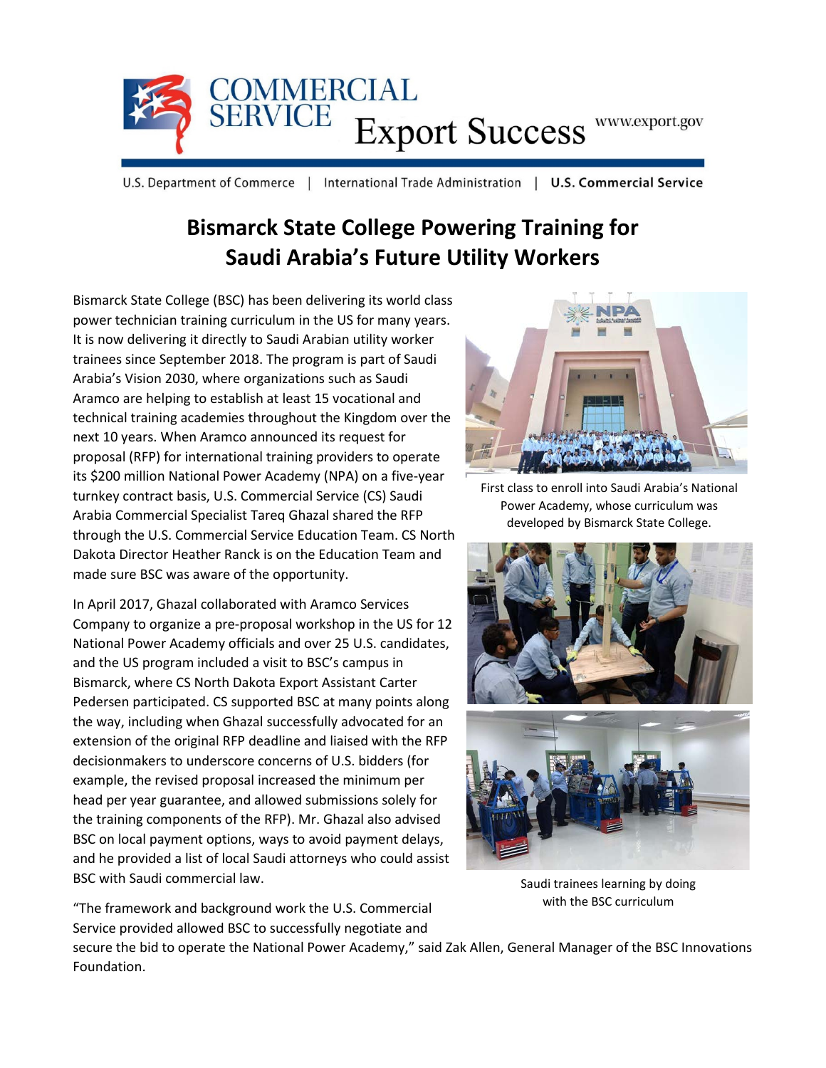COMMERCIAL SERVICE Export Success www.export.gov

U.S. Department of Commerce | International Trade Administration | **U.S. Commercial Service**

# Bismarck State College Powering Training for Saudi Arabia's Future Utility Workers

Bismarck State College (BSC) has been delivering its world class power technician training curriculum in the US for many years. It is now delivering it directly to Saudi Arabian utility worker trainees since September 2018. The program is part of Saudi Arabia's Vision 2030, where organizations such as Saudi Aramco are helping to establish at least 15 vocational and technical training academies throughout the Kingdom over the next 10 years. When Aramco announced its request for proposal (RFP) for international training providers to operate its $200 million National Power Academy (NPA) on a five-year turnkey contract basis, U.S. Commercial Service (CS) Saudi Arabia Commercial Specialist Tareq Ghazal shared the RFP through the U.S. Commercial Service Education Team. CS North Dakota Director Heather Ranck is on the Education Team and made sure BSC was aware of the opportunity.

First class to enroll into Saudi Arabia's National Power Academy, whose curriculum was developed by Bismarck State College.

In April 2017, Ghazal collaborated with Aramco Services Company to organize a pre-proposal workshop in the US for 12 National Power Academy officials and over 25 U.S. candidates, and the US program included a visit to BSC's campus in Bismarck, where CS North Dakota Export Assistant Carter Pedersen participated. CS supported BSC at many points along the way, including when Ghazal successfully advocated for an extension of the original RFP deadline and liaised with the RFP decisionmakers to underscore concerns of U.S. bidders (for example, the revised proposal increased the minimum per head per year guarantee, and allowed submissions solely for the training components of the RFP). Mr. Ghazal also advised BSC on local payment options, ways to avoid payment delays, and he provided a list of local Saudi attorneys who could assist BSC with Saudi commercial law.

Saudi trainees learning by doing with the BSC curriculum

"The framework and background work the U.S. Commercial Service provided allowed BSC to successfully negotiate and secure the bid to operate the National Power Academy," said Zak Allen, General Manager of the BSC Innovations Foundation.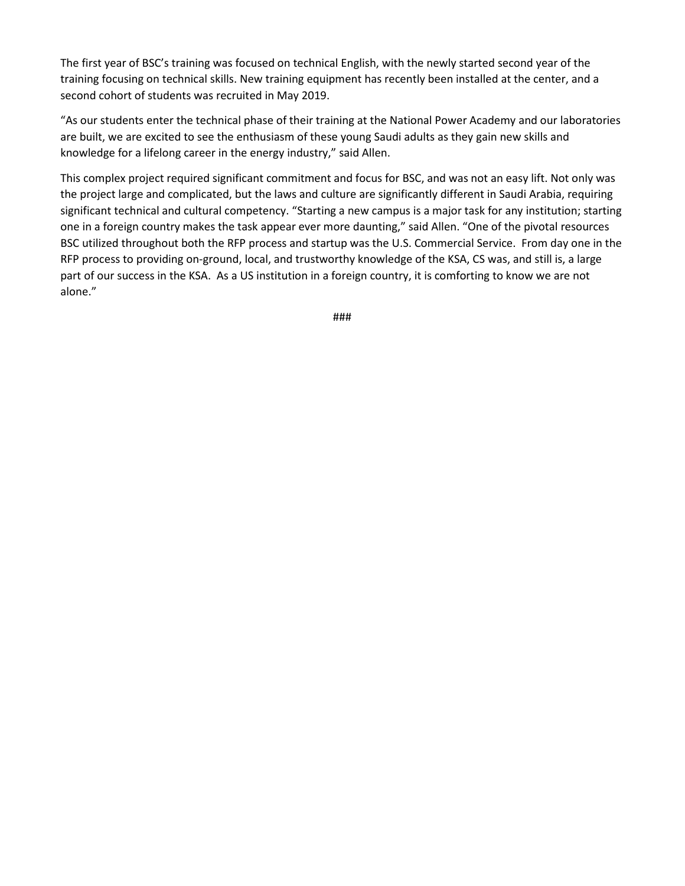The first year of BSC's training was focused on technical English, with the newly started second year of the training focusing on technical skills. New training equipment has recently been installed at the center, and a second cohort of students was recruited in May 2019.

"As our students enter the technical phase of their training at the National Power Academy and our laboratories are built, we are excited to see the enthusiasm of these young Saudi adults as they gain new skills and knowledge for a lifelong career in the energy industry," said Allen.

This complex project required significant commitment and focus for BSC, and was not an easy lift. Not only was the project large and complicated, but the laws and culture are significantly different in Saudi Arabia, requiring significant technical and cultural competency. "Starting a new campus is a major task for any institution; starting one in a foreign country makes the task appear ever more daunting," said Allen. "One of the pivotal resources BSC utilized throughout both the RFP process and startup was the U.S. Commercial Service. From day one in the RFP process to providing on-ground, local, and trustworthy knowledge of the KSA, CS was, and still is, a large part of our success in the KSA. As a US institution in a foreign country, it is comforting to know we are not alone."

###